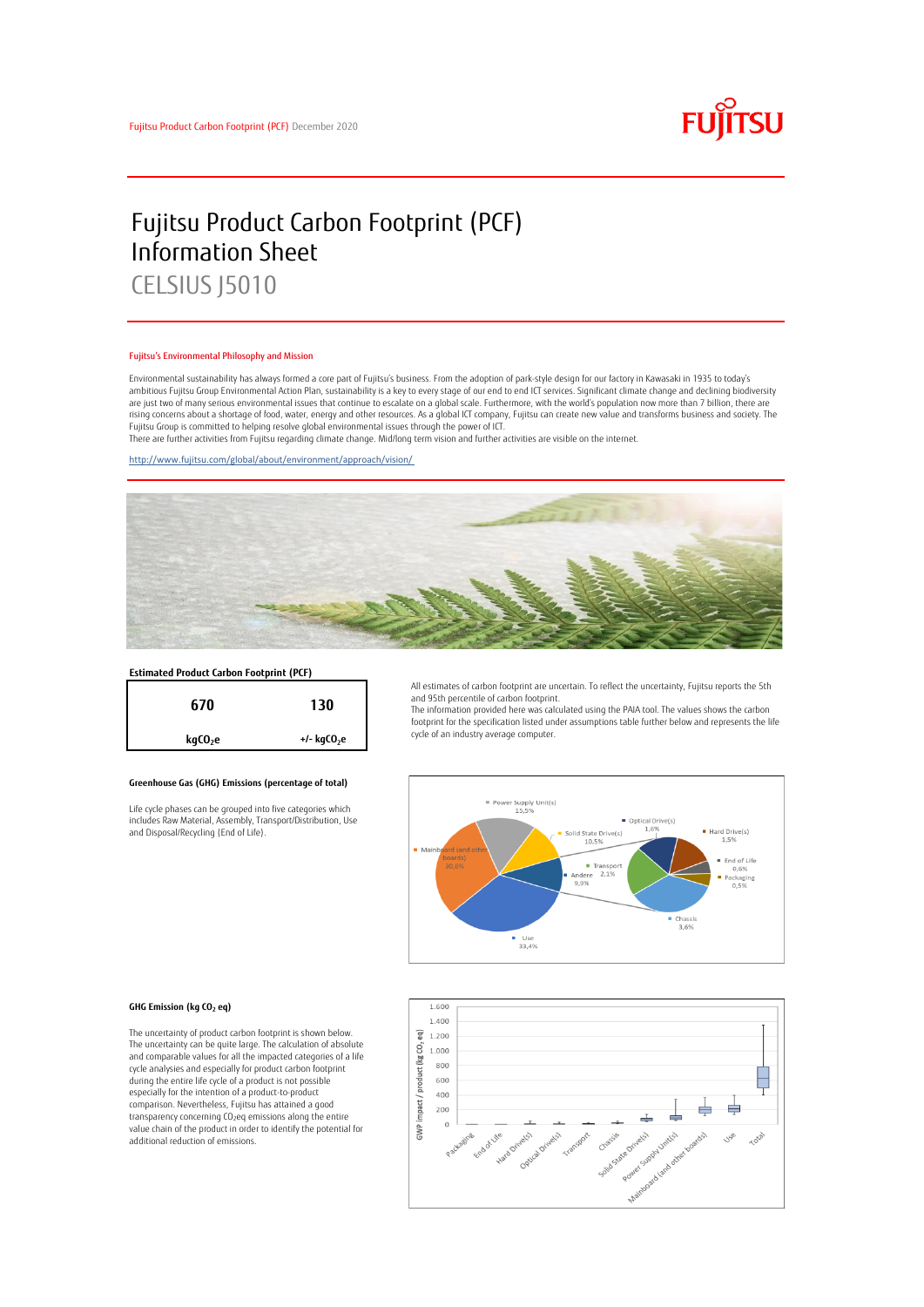Fujitsu Product Carbon Footprint (PCF) December 2020

# Fujitsu Product Carbon Footprint (PCF) Information Sheet

## CELSIUS J5010

### Fujitsu's Environmental Philosophy and Mission

Environmental sustainability has always formed a core part of Fujitsu's business. From the adoption of park-style design for our factory in Kawasaki in 1935 to today's ambitious Fujitsu Group Environmental Action Plan, sustainability is a key to every stage of our end to end ICT services. Significant climate change and declining biodiversity are just two of many serious environmental issues that continue to escalate on a global scale. Furthermore, with the world's population now more than 7 billion, there are rising concerns about a shortage of food, water, energy and other resources. As a global ICT company, Fujitsu can create new value and transforms business and society. The Fujitsu Group is committed to helping resolve global environmental issues through the power of ICT.
There are further activities from Fujitsu regarding climate change. Mid/long term vision and further activities are visible on the internet.

http://www.fujitsu.com/global/about/environment/approach/vision/

### Estimated Product Carbon Footprint (PCF)

| 670 | 130 |
|---|---|
| $kgCO_2e$ | +/- $kgCO_2e$ |

All estimates of carbon footprint are uncertain. To reflect the uncertainty, Fujitsu reports the 5th and 95th percentile of carbon footprint.
The information provided here was calculated using the PAIA tool. The values shows the carbon footprint for the specification listed under assumptions table further below and represents the life cycle of an industry average computer.

### Greenhouse Gas (GHG) Emissions (percentage of total)

Life cycle phases can be grouped into five categories which includes Raw Material, Assembly, Transport/Distribution, Use and Disposal/Recycling (End of Life).

- Power Supply Unit(s): 15,5%
- Solid State Drive(s): 10,5%
- Mainboard (and other boards): 30,6%
- Andere: 9,9%
- Use: 33,4%
- Optical Drive(s): 1,6%
- Hard Drive(s): 1,5%
- End of Life: 0,6%
- Packaging: 0,5%
- Transport: 2,1%
- Chassis: 3,6%

### GHG Emission (kg $CO_2$ eq)

The uncertainty of product carbon footprint is shown below. The uncertainty can be quite large. The calculation of absolute and comparable values for all the impacted categories of a life cycle analysis and especially for product carbon footprint during the entire life cycle of a product is not possible especially for the intention of a product-to-product comparison. Nevertheless, Fujitsu has attained a good transparency concerning $CO_2$eq emissions along the entire value chain of the product in order to identify the potential for additional reduction of emissions.

GWP impact / product (kg $CO_2$ eq): Packaging, End of Life, Hard Drive(s), Optical Drive(s), Transport, Chassis, Solid State Drive(s), Power Supply Unit(s), Mainboard (and other boards), Use, Total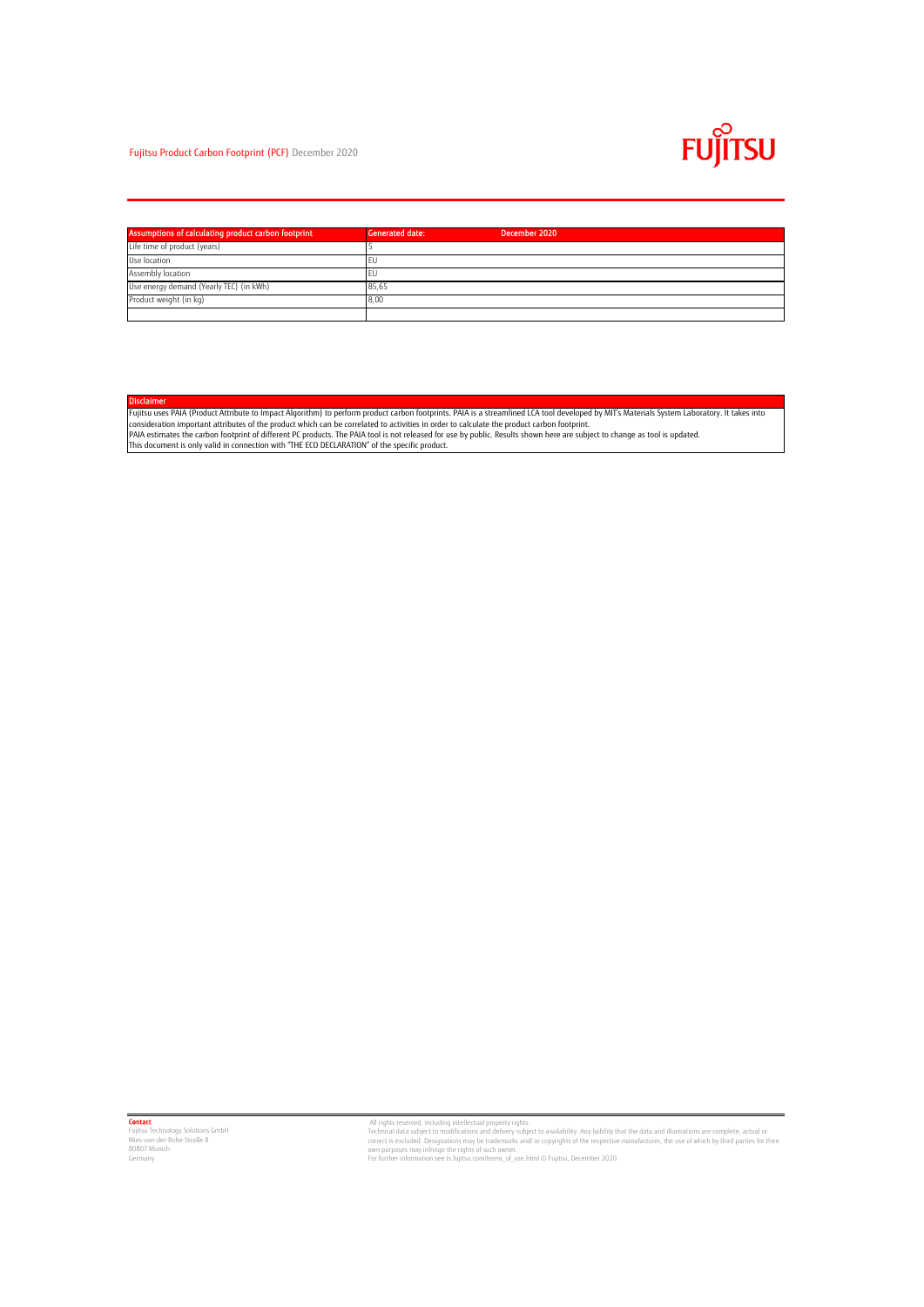Fujitsu Product Carbon Footprint (PCF) December 2020

| Assumptions of calculating product carbon footprint | Generated date: December 2020 |
| --- | --- |
| Life time of product (years) | 5 |
| Use location | EU |
| Assembly location | EU |
| Use energy demand (Yearly TEC) (in kWh) | 85,65 |
| Product weight (in kg) | 8,00 |
| | |

**Disclaimer**

Fujitsu uses PAIA (Product Attribute to Impact Algorithm) to perform product carbon footprints. PAIA is a streamlined LCA tool developed by MIT's Materials System Laboratory. It takes into consideration important attributes of the product which can be correlated to activities in order to calculate the product carbon footprint.
PAIA estimates the carbon footprint of different PC products. The PAIA tool is not released for use by public. Results shown here are subject to change as tool is updated.
This document is only valid in connection with "THE ECO DECLARATION" of the specific product.

**Contact**
Fujitsu Technology Solutions GmbH
Mies-van-der-Rohe-Straße 8
80807 Munich
Germany

All rights reserved, including intellectual property rights.
Technical data subject to modifications and delivery subject to availability. Any liability that the data and illustrations are complete, actual or correct is excluded. Designations may be trademarks and/ or copyrights of the respective manufacturer, the use of which by third parties for their own purposes may infringe the rights of such owner.
For further information see ts.fujitsu.com/terms_of_use.html © Fujitsu, December 2020